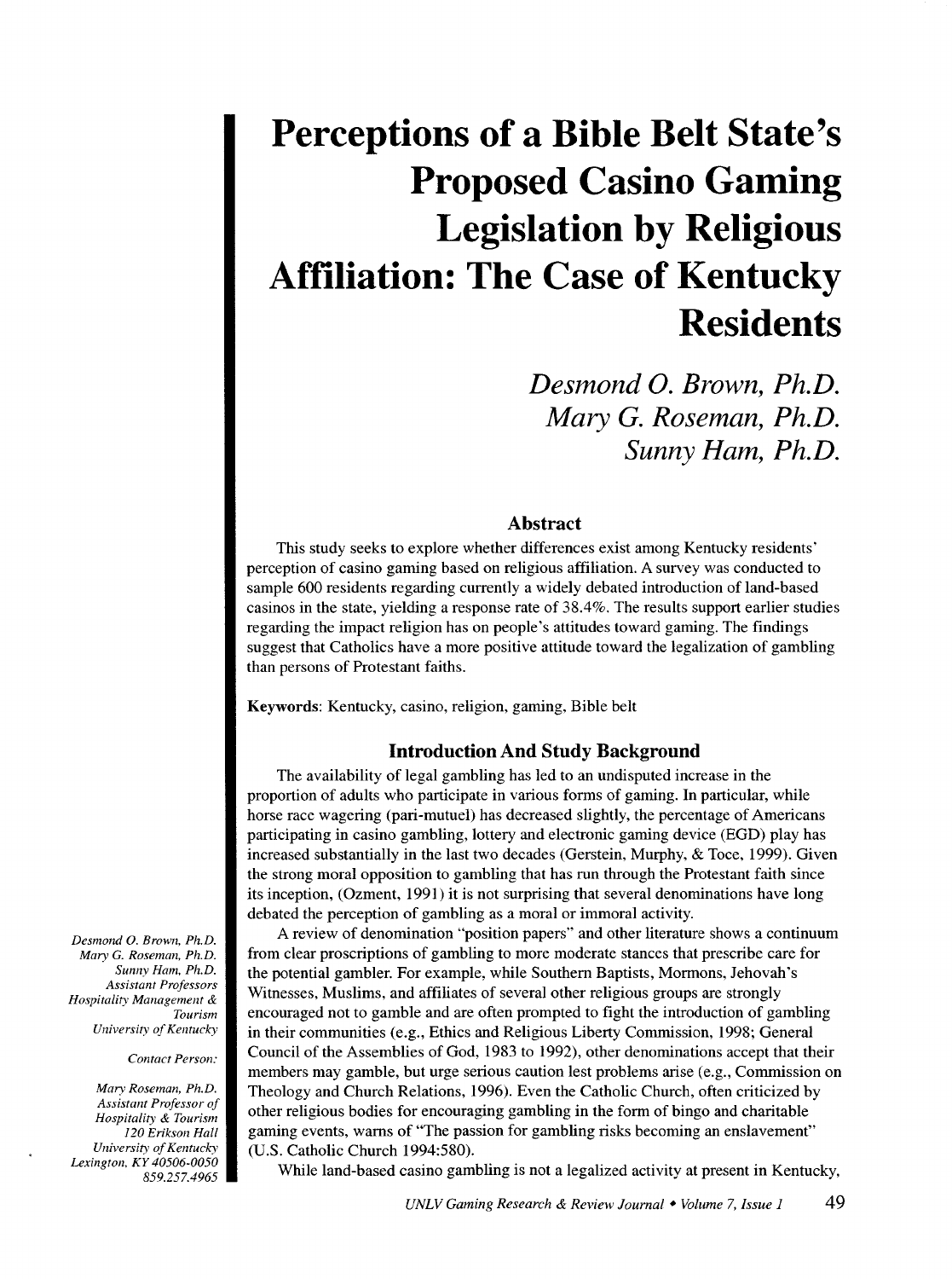# Perceptions of a Bible Belt State's Proposed Casino Gaming Legislation by Religious Affiliation: The Case of Kentucky Residents

*Desmond O. Brown, Ph.D.*
*Mary G. Roseman, Ph.D.*
*Sunny Ham, Ph.D.*

*Desmond O. Brown, Ph.D.*
*Mary G. Roseman, Ph.D.*
*Sunny Ham, Ph.D.*
*Assistant Professors*
*Hospitality Management & Tourism*
*University of Kentucky*

*Contact Person:*

*Mary Roseman, Ph.D.*
*Assistant Professor of Hospitality & Tourism*
*120 Erikson Hall*
*University of Kentucky*
*Lexington, KY 40506-0050*
*859.257.4965*

## Abstract

This study seeks to explore whether differences exist among Kentucky residents' perception of casino gaming based on religious affiliation. A survey was conducted to sample 600 residents regarding currently a widely debated introduction of land-based casinos in the state, yielding a response rate of 38.4%. The results support earlier studies regarding the impact religion has on people's attitudes toward gaming. The findings suggest that Catholics have a more positive attitude toward the legalization of gambling than persons of Protestant faiths.

**Keywords**: Kentucky, casino, religion, gaming, Bible belt

## Introduction And Study Background

The availability of legal gambling has led to an undisputed increase in the proportion of adults who participate in various forms of gaming. In particular, while horse race wagering (pari-mutuel) has decreased slightly, the percentage of Americans participating in casino gambling, lottery and electronic gaming device (EGD) play has increased substantially in the last two decades (Gerstein, Murphy, & Toce, 1999). Given the strong moral opposition to gambling that has run through the Protestant faith since its inception, (Ozment, 1991) it is not surprising that several denominations have long debated the perception of gambling as a moral or immoral activity.

A review of denomination "position papers" and other literature shows a continuum from clear proscriptions of gambling to more moderate stances that prescribe care for the potential gambler. For example, while Southern Baptists, Mormons, Jehovah's Witnesses, Muslims, and affiliates of several other religious groups are strongly encouraged not to gamble and are often prompted to fight the introduction of gambling in their communities (e.g., Ethics and Religious Liberty Commission, 1998; General Council of the Assemblies of God, 1983 to 1992), other denominations accept that their members may gamble, but urge serious caution lest problems arise (e.g., Commission on Theology and Church Relations, 1996). Even the Catholic Church, often criticized by other religious bodies for encouraging gambling in the form of bingo and charitable gaming events, warns of "The passion for gambling risks becoming an enslavement" (U.S. Catholic Church 1994:580).

While land-based casino gambling is not a legalized activity at present in Kentucky,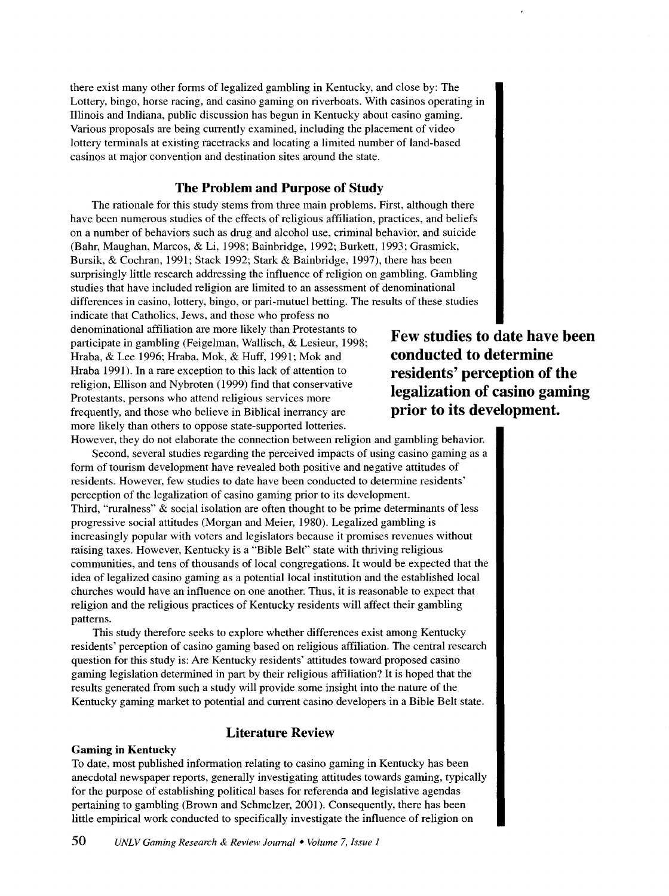there exist many other forms of legalized gambling in Kentucky, and close by: The Lottery, bingo, horse racing, and casino gaming on riverboats. With casinos operating in Illinois and Indiana, public discussion has begun in Kentucky about casino gaming. Various proposals are being currently examined, including the placement of video lottery terminals at existing racetracks and locating a limited number of land-based casinos at major convention and destination sites around the state.

## The Problem and Purpose of Study

The rationale for this study stems from three main problems. First, although there have been numerous studies of the effects of religious affiliation, practices, and beliefs on a number of behaviors such as drug and alcohol use, criminal behavior, and suicide (Bahr, Maughan, Marcos, & Li, 1998; Bainbridge, 1992; Burkett, 1993; Grasmick, Bursik, & Cochran, 1991; Stack 1992; Stark & Bainbridge, 1997), there has been surprisingly little research addressing the influence of religion on gambling. Gambling studies that have included religion are limited to an assessment of denominational differences in casino, lottery, bingo, or pari-mutuel betting. The results of these studies indicate that Catholics, Jews, and those who profess no denominational affiliation are more likely than Protestants to participate in gambling (Feigelman, Wallisch, & Lesieur, 1998; Hraba, & Lee 1996; Hraba, Mok, & Huff, 1991; Mok and Hraba 1991). In a rare exception to this lack of attention to religion, Ellison and Nybroten (1999) find that conservative Protestants, persons who attend religious services more frequently, and those who believe in Biblical inerrancy are more likely than others to oppose state-supported lotteries. However, they do not elaborate the connection between religion and gambling behavior.

**Few studies to date have been conducted to determine residents' perception of the legalization of casino gaming prior to its development.**

Second, several studies regarding the perceived impacts of using casino gaming as a form of tourism development have revealed both positive and negative attitudes of residents. However, few studies to date have been conducted to determine residents' perception of the legalization of casino gaming prior to its development.

Third, "ruralness" & social isolation are often thought to be prime determinants of less progressive social attitudes (Morgan and Meier, 1980). Legalized gambling is increasingly popular with voters and legislators because it promises revenues without raising taxes. However, Kentucky is a "Bible Belt" state with thriving religious communities, and tens of thousands of local congregations. It would be expected that the idea of legalized casino gaming as a potential local institution and the established local churches would have an influence on one another. Thus, it is reasonable to expect that religion and the religious practices of Kentucky residents will affect their gambling patterns.

This study therefore seeks to explore whether differences exist among Kentucky residents' perception of casino gaming based on religious affiliation. The central research question for this study is: Are Kentucky residents' attitudes toward proposed casino gaming legislation determined in part by their religious affiliation? It is hoped that the results generated from such a study will provide some insight into the nature of the Kentucky gaming market to potential and current casino developers in a Bible Belt state.

## Literature Review

### Gaming in Kentucky

To date, most published information relating to casino gaming in Kentucky has been anecdotal newspaper reports, generally investigating attitudes towards gaming, typically for the purpose of establishing political bases for referenda and legislative agendas pertaining to gambling (Brown and Schmelzer, 2001). Consequently, there has been little empirical work conducted to specifically investigate the influence of religion on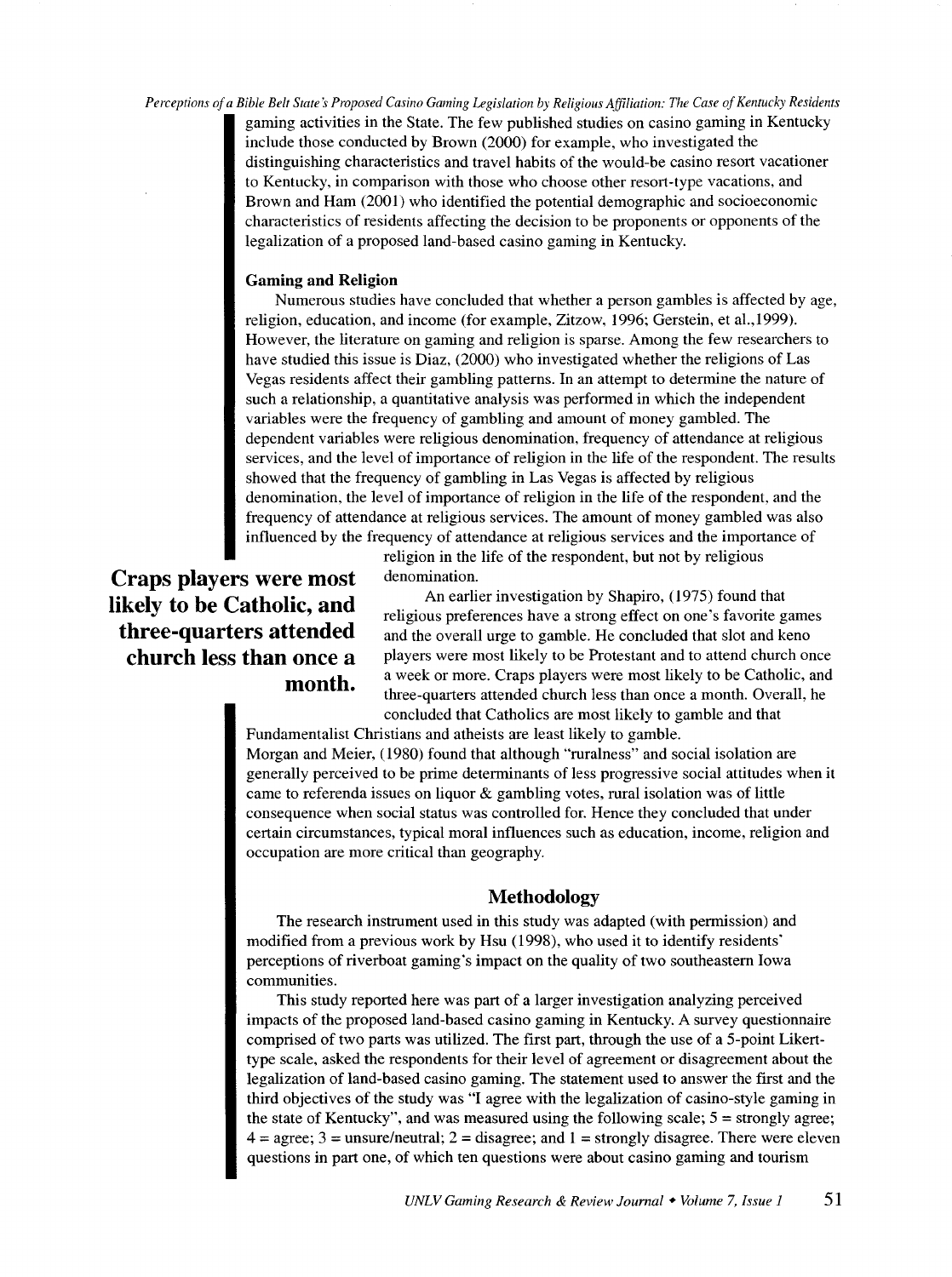gaming activities in the State. The few published studies on casino gaming in Kentucky include those conducted by Brown (2000) for example, who investigated the distinguishing characteristics and travel habits of the would-be casino resort vacationer to Kentucky, in comparison with those who choose other resort-type vacations, and Brown and Ham (2001) who identified the potential demographic and socioeconomic characteristics of residents affecting the decision to be proponents or opponents of the legalization of a proposed land-based casino gaming in Kentucky.

### Gaming and Religion

Numerous studies have concluded that whether a person gambles is affected by age, religion, education, and income (for example, Zitzow, 1996; Gerstein, et al.,1999). However, the literature on gaming and religion is sparse. Among the few researchers to have studied this issue is Diaz, (2000) who investigated whether the religions of Las Vegas residents affect their gambling patterns. In an attempt to determine the nature of such a relationship, a quantitative analysis was performed in which the independent variables were the frequency of gambling and amount of money gambled. The dependent variables were religious denomination, frequency of attendance at religious services, and the level of importance of religion in the life of the respondent. The results showed that the frequency of gambling in Las Vegas is affected by religious denomination, the level of importance of religion in the life of the respondent, and the frequency of attendance at religious services. The amount of money gambled was also influenced by the frequency of attendance at religious services and the importance of religion in the life of the respondent, but not by religious denomination.

**Craps players were most likely to be Catholic, and three-quarters attended church less than once a month.**

An earlier investigation by Shapiro, (1975) found that religious preferences have a strong effect on one's favorite games and the overall urge to gamble. He concluded that slot and keno players were most likely to be Protestant and to attend church once a week or more. Craps players were most likely to be Catholic, and three-quarters attended church less than once a month. Overall, he concluded that Catholics are most likely to gamble and that Fundamentalist Christians and atheists are least likely to gamble.

Morgan and Meier, (1980) found that although "ruralness" and social isolation are generally perceived to be prime determinants of less progressive social attitudes when it came to referenda issues on liquor & gambling votes, rural isolation was of little consequence when social status was controlled for. Hence they concluded that under certain circumstances, typical moral influences such as education, income, religion and occupation are more critical than geography.

## Methodology

The research instrument used in this study was adapted (with permission) and modified from a previous work by Hsu (1998), who used it to identify residents' perceptions of riverboat gaming's impact on the quality of two southeastern Iowa communities.

This study reported here was part of a larger investigation analyzing perceived impacts of the proposed land-based casino gaming in Kentucky. A survey questionnaire comprised of two parts was utilized. The first part, through the use of a 5-point Likert-type scale, asked the respondents for their level of agreement or disagreement about the legalization of land-based casino gaming. The statement used to answer the first and the third objectives of the study was "I agree with the legalization of casino-style gaming in the state of Kentucky", and was measured using the following scale; 5 = strongly agree; 4 = agree; 3 = unsure/neutral; 2 = disagree; and 1 = strongly disagree. There were eleven questions in part one, of which ten questions were about casino gaming and tourism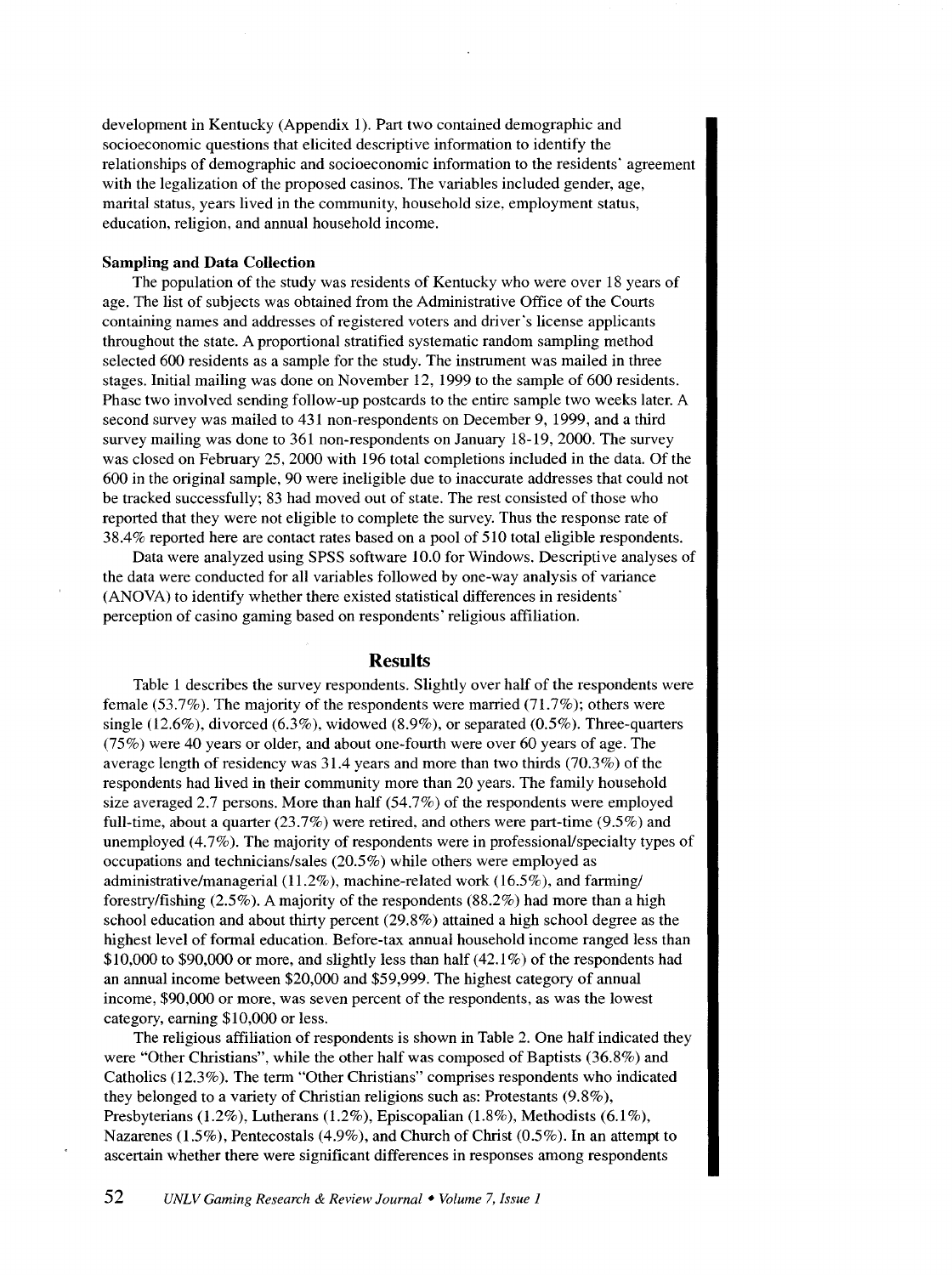development in Kentucky (Appendix 1). Part two contained demographic and socioeconomic questions that elicited descriptive information to identify the relationships of demographic and socioeconomic information to the residents' agreement with the legalization of the proposed casinos. The variables included gender, age, marital status, years lived in the community, household size, employment status, education, religion, and annual household income.

**Sampling and Data Collection**

The population of the study was residents of Kentucky who were over 18 years of age. The list of subjects was obtained from the Administrative Office of the Courts containing names and addresses of registered voters and driver's license applicants throughout the state. A proportional stratified systematic random sampling method selected 600 residents as a sample for the study. The instrument was mailed in three stages. Initial mailing was done on November 12, 1999 to the sample of 600 residents. Phase two involved sending follow-up postcards to the entire sample two weeks later. A second survey was mailed to 431 non-respondents on December 9, 1999, and a third survey mailing was done to 361 non-respondents on January 18-19, 2000. The survey was closed on February 25, 2000 with 196 total completions included in the data. Of the 600 in the original sample, 90 were ineligible due to inaccurate addresses that could not be tracked successfully; 83 had moved out of state. The rest consisted of those who reported that they were not eligible to complete the survey. Thus the response rate of 38.4% reported here are contact rates based on a pool of 510 total eligible respondents.

Data were analyzed using SPSS software 10.0 for Windows. Descriptive analyses of the data were conducted for all variables followed by one-way analysis of variance (ANOVA) to identify whether there existed statistical differences in residents' perception of casino gaming based on respondents' religious affiliation.

## Results

Table 1 describes the survey respondents. Slightly over half of the respondents were female (53.7%). The majority of the respondents were married (71.7%); others were single (12.6%), divorced (6.3%), widowed (8.9%), or separated (0.5%). Three-quarters (75%) were 40 years or older, and about one-fourth were over 60 years of age. The average length of residency was 31.4 years and more than two thirds (70.3%) of the respondents had lived in their community more than 20 years. The family household size averaged 2.7 persons. More than half (54.7%) of the respondents were employed full-time, about a quarter (23.7%) were retired, and others were part-time (9.5%) and unemployed (4.7%). The majority of respondents were in professional/specialty types of occupations and technicians/sales (20.5%) while others were employed as administrative/managerial (11.2%), machine-related work (16.5%), and farming/forestry/fishing (2.5%). A majority of the respondents (88.2%) had more than a high school education and about thirty percent (29.8%) attained a high school degree as the highest level of formal education. Before-tax annual household income ranged less than $10,000 to $90,000 or more, and slightly less than half (42.1%) of the respondents had an annual income between $20,000 and $59,999. The highest category of annual income, $90,000 or more, was seven percent of the respondents, as was the lowest category, earning $10,000 or less.

The religious affiliation of respondents is shown in Table 2. One half indicated they were "Other Christians", while the other half was composed of Baptists (36.8%) and Catholics (12.3%). The term "Other Christians" comprises respondents who indicated they belonged to a variety of Christian religions such as: Protestants (9.8%), Presbyterians (1.2%), Lutherans (1.2%), Episcopalian (1.8%), Methodists (6.1%), Nazarenes (1.5%), Pentecostals (4.9%), and Church of Christ (0.5%). In an attempt to ascertain whether there were significant differences in responses among respondents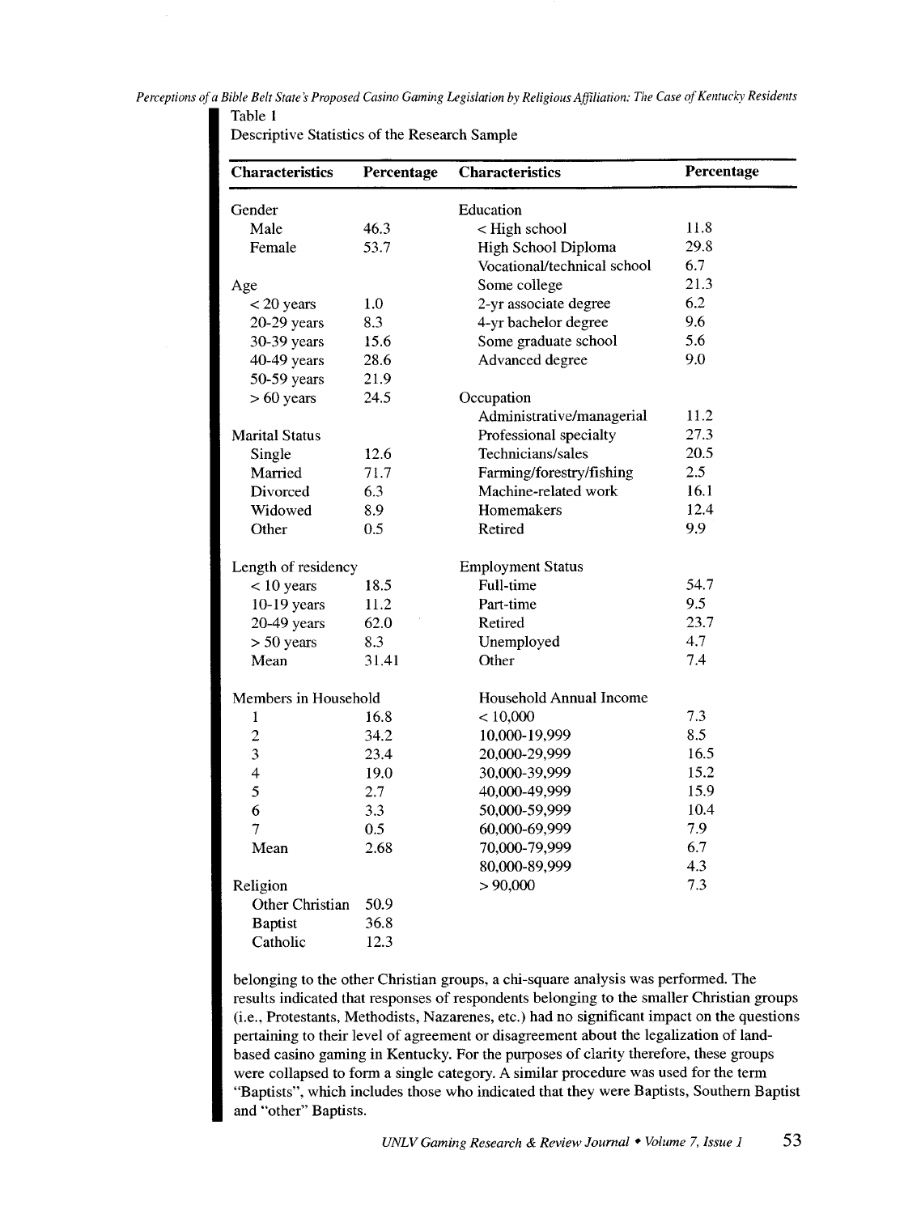Table 1

Descriptive Statistics of the Research Sample

| Characteristics | Percentage | Characteristics | Percentage |
|---|---|---|---|
| Gender | | Education | |
| Male | 46.3 | < High school | 11.8 |
| Female | 53.7 | High School Diploma | 29.8 |
| | | Vocational/technical school | 6.7 |
| Age | | Some college | 21.3 |
| < 20 years | 1.0 | 2-yr associate degree | 6.2 |
| 20-29 years | 8.3 | 4-yr bachelor degree | 9.6 |
| 30-39 years | 15.6 | Some graduate school | 5.6 |
| 40-49 years | 28.6 | Advanced degree | 9.0 |
| 50-59 years | 21.9 | | |
| > 60 years | 24.5 | Occupation | |
| | | Administrative/managerial | 11.2 |
| Marital Status | | Professional specialty | 27.3 |
| Single | 12.6 | Technicians/sales | 20.5 |
| Married | 71.7 | Farming/forestry/fishing | 2.5 |
| Divorced | 6.3 | Machine-related work | 16.1 |
| Widowed | 8.9 | Homemakers | 12.4 |
| Other | 0.5 | Retired | 9.9 |
| | | | |
| Length of residency | | Employment Status | |
| < 10 years | 18.5 | Full-time | 54.7 |
| 10-19 years | 11.2 | Part-time | 9.5 |
| 20-49 years | 62.0 | Retired | 23.7 |
| > 50 years | 8.3 | Unemployed | 4.7 |
| Mean | 31.41 | Other | 7.4 |
| | | | |
| Members in Household | | Household Annual Income | |
| 1 | 16.8 | < 10,000 | 7.3 |
| 2 | 34.2 | 10,000-19,999 | 8.5 |
| 3 | 23.4 | 20,000-29,999 | 16.5 |
| 4 | 19.0 | 30,000-39,999 | 15.2 |
| 5 | 2.7 | 40,000-49,999 | 15.9 |
| 6 | 3.3 | 50,000-59,999 | 10.4 |
| 7 | 0.5 | 60,000-69,999 | 7.9 |
| Mean | 2.68 | 70,000-79,999 | 6.7 |
| | | 80,000-89,999 | 4.3 |
| Religion | | > 90,000 | 7.3 |
| Other Christian | 50.9 | | |
| Baptist | 36.8 | | |
| Catholic | 12.3 | | |

belonging to the other Christian groups, a chi-square analysis was performed. The results indicated that responses of respondents belonging to the smaller Christian groups (i.e., Protestants, Methodists, Nazarenes, etc.) had no significant impact on the questions pertaining to their level of agreement or disagreement about the legalization of land-based casino gaming in Kentucky. For the purposes of clarity therefore, these groups were collapsed to form a single category. A similar procedure was used for the term "Baptists", which includes those who indicated that they were Baptists, Southern Baptist and "other" Baptists.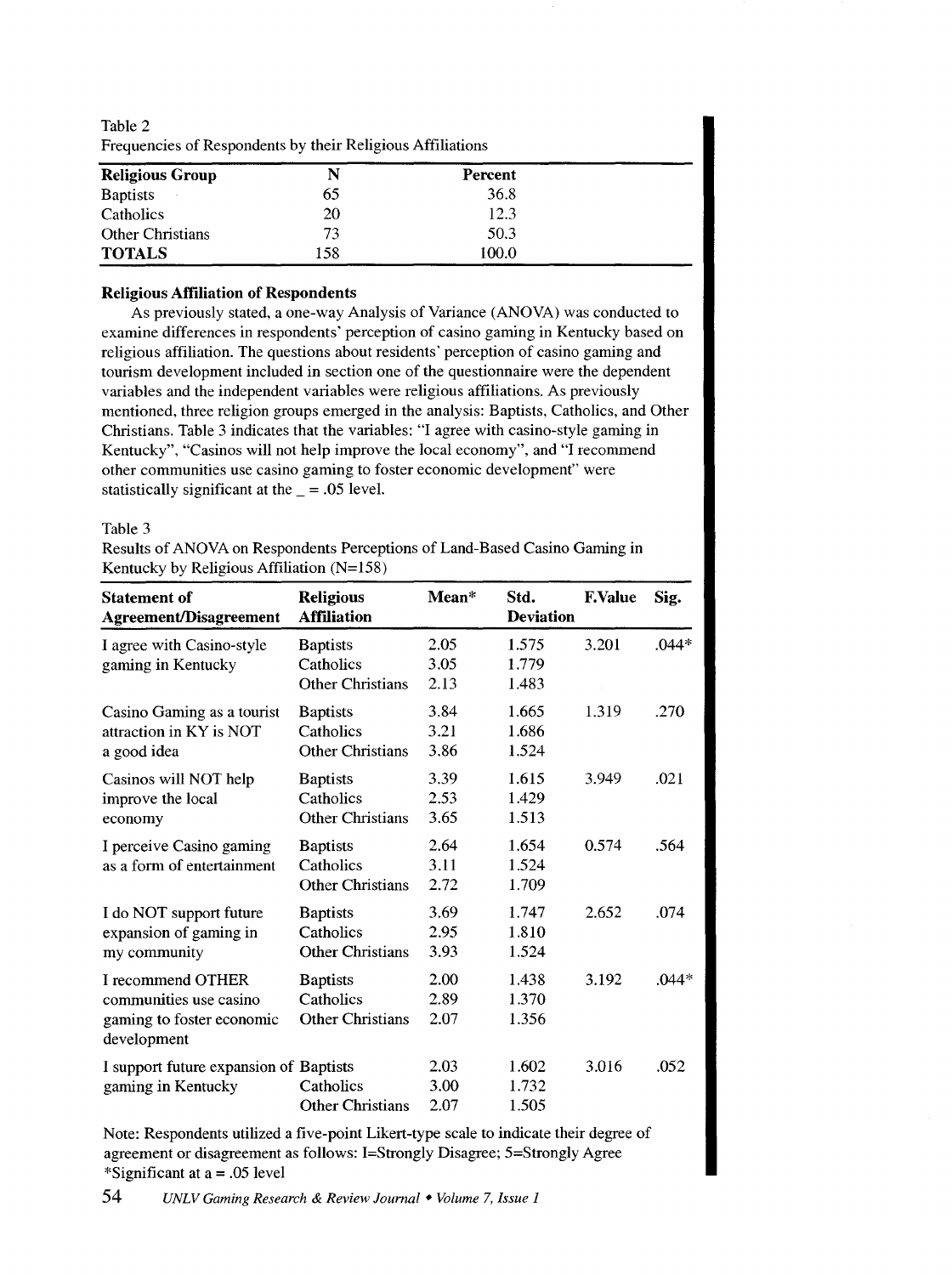Table 2
Frequencies of Respondents by their Religious Affiliations

| Religious Group | N | Percent |
|---|---|---|
| Baptists | 65 | 36.8 |
| Catholics | 20 | 12.3 |
| Other Christians | 73 | 50.3 |
| **TOTALS** | 158 | 100.0 |

**Religious Affiliation of Respondents**

As previously stated, a one-way Analysis of Variance (ANOVA) was conducted to examine differences in respondents' perception of casino gaming in Kentucky based on religious affiliation. The questions about residents' perception of casino gaming and tourism development included in section one of the questionnaire were the dependent variables and the independent variables were religious affiliations. As previously mentioned, three religion groups emerged in the analysis: Baptists, Catholics, and Other Christians. Table 3 indicates that the variables: "I agree with casino-style gaming in Kentucky", "Casinos will not help improve the local economy", and "I recommend other communities use casino gaming to foster economic development" were statistically significant at the _ = .05 level.

Table 3
Results of ANOVA on Respondents Perceptions of Land-Based Casino Gaming in Kentucky by Religious Affiliation (N=158)

| Statement of Agreement/Disagreement | Religious Affiliation | Mean* | Std. Deviation | F.Value | Sig. |
|---|---|---|---|---|---|
| I agree with Casino-style gaming in Kentucky | Baptists | 2.05 | 1.575 | 3.201 | .044* |
| | Catholics | 3.05 | 1.779 | | |
| | Other Christians | 2.13 | 1.483 | | |
| Casino Gaming as a tourist attraction in KY is NOT a good idea | Baptists | 3.84 | 1.665 | 1.319 | .270 |
| | Catholics | 3.21 | 1.686 | | |
| | Other Christians | 3.86 | 1.524 | | |
| Casinos will NOT help improve the local economy | Baptists | 3.39 | 1.615 | 3.949 | .021 |
| | Catholics | 2.53 | 1.429 | | |
| | Other Christians | 3.65 | 1.513 | | |
| I perceive Casino gaming as a form of entertainment | Baptists | 2.64 | 1.654 | 0.574 | .564 |
| | Catholics | 3.11 | 1.524 | | |
| | Other Christians | 2.72 | 1.709 | | |
| I do NOT support future expansion of gaming in my community | Baptists | 3.69 | 1.747 | 2.652 | .074 |
| | Catholics | 2.95 | 1.810 | | |
| | Other Christians | 3.93 | 1.524 | | |
| I recommend OTHER communities use casino gaming to foster economic development | Baptists | 2.00 | 1.438 | 3.192 | .044* |
| | Catholics | 2.89 | 1.370 | | |
| | Other Christians | 2.07 | 1.356 | | |
| I support future expansion of gaming in Kentucky | Baptists | 2.03 | 1.602 | 3.016 | .052 |
| | Catholics | 3.00 | 1.732 | | |
| | Other Christians | 2.07 | 1.505 | | |

Note: Respondents utilized a five-point Likert-type scale to indicate their degree of agreement or disagreement as follows: 1=Strongly Disagree; 5=Strongly Agree
*Significant at a = .05 level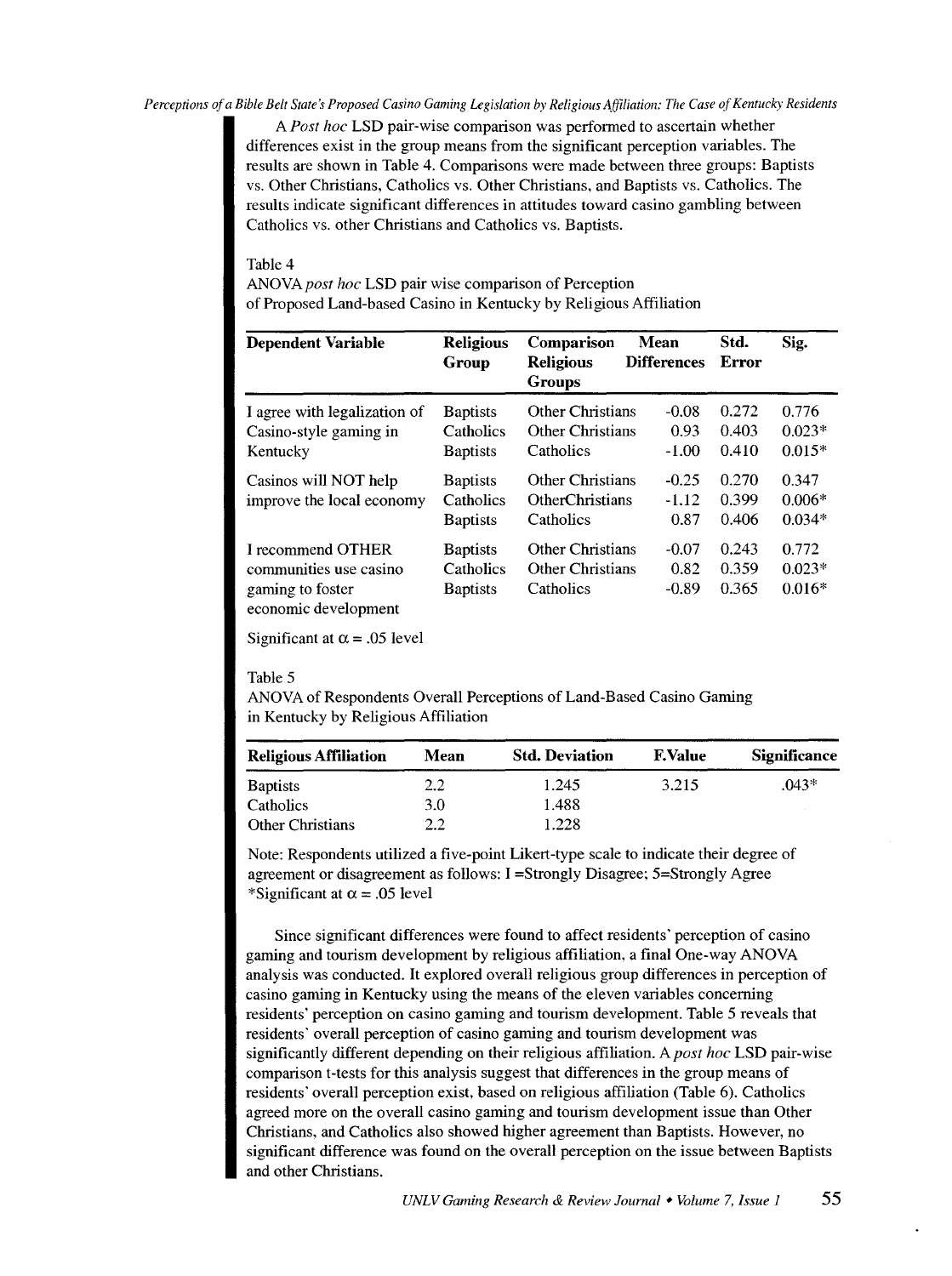A *Post hoc* LSD pair-wise comparison was performed to ascertain whether differences exist in the group means from the significant perception variables. The results are shown in Table 4. Comparisons were made between three groups: Baptists vs. Other Christians, Catholics vs. Other Christians, and Baptists vs. Catholics. The results indicate significant differences in attitudes toward casino gambling between Catholics vs. other Christians and Catholics vs. Baptists.

Table 4
ANOVA *post hoc* LSD pair wise comparison of Perception of Proposed Land-based Casino in Kentucky by Religious Affiliation

| Dependent Variable | Religious Group | Comparison Religious Groups | Mean Differences | Std. Error | Sig. |
|---|---|---|---|---|---|
| I agree with legalization of Casino-style gaming in Kentucky | Baptists | Other Christians | -0.08 | 0.272 | 0.776 |
| | Catholics | Other Christians | 0.93 | 0.403 | 0.023* |
| | Baptists | Catholics | -1.00 | 0.410 | 0.015* |
| Casinos will NOT help improve the local economy | Baptists | Other Christians | -0.25 | 0.270 | 0.347 |
| | Catholics | OtherChristians | -1.12 | 0.399 | 0.006* |
| | Baptists | Catholics | 0.87 | 0.406 | 0.034* |
| I recommend OTHER communities use casino gaming to foster economic development | Baptists | Other Christians | -0.07 | 0.243 | 0.772 |
| | Catholics | Other Christians | 0.82 | 0.359 | 0.023* |
| | Baptists | Catholics | -0.89 | 0.365 | 0.016* |

Significant at $\alpha = .05$ level

Table 5
ANOVA of Respondents Overall Perceptions of Land-Based Casino Gaming in Kentucky by Religious Affiliation

| Religious Affiliation | Mean | Std. Deviation | F.Value | Significance |
|---|---|---|---|---|
| Baptists | 2.2 | 1.245 | 3.215 | .043* |
| Catholics | 3.0 | 1.488 | | |
| Other Christians | 2.2 | 1.228 | | |

Note: Respondents utilized a five-point Likert-type scale to indicate their degree of agreement or disagreement as follows: I =Strongly Disagree; 5=Strongly Agree
*Significant at $\alpha = .05$ level

Since significant differences were found to affect residents' perception of casino gaming and tourism development by religious affiliation, a final One-way ANOVA analysis was conducted. It explored overall religious group differences in perception of casino gaming in Kentucky using the means of the eleven variables concerning residents' perception on casino gaming and tourism development. Table 5 reveals that residents' overall perception of casino gaming and tourism development was significantly different depending on their religious affiliation. A *post hoc* LSD pair-wise comparison t-tests for this analysis suggest that differences in the group means of residents' overall perception exist, based on religious affiliation (Table 6). Catholics agreed more on the overall casino gaming and tourism development issue than Other Christians, and Catholics also showed higher agreement than Baptists. However, no significant difference was found on the overall perception on the issue between Baptists and other Christians.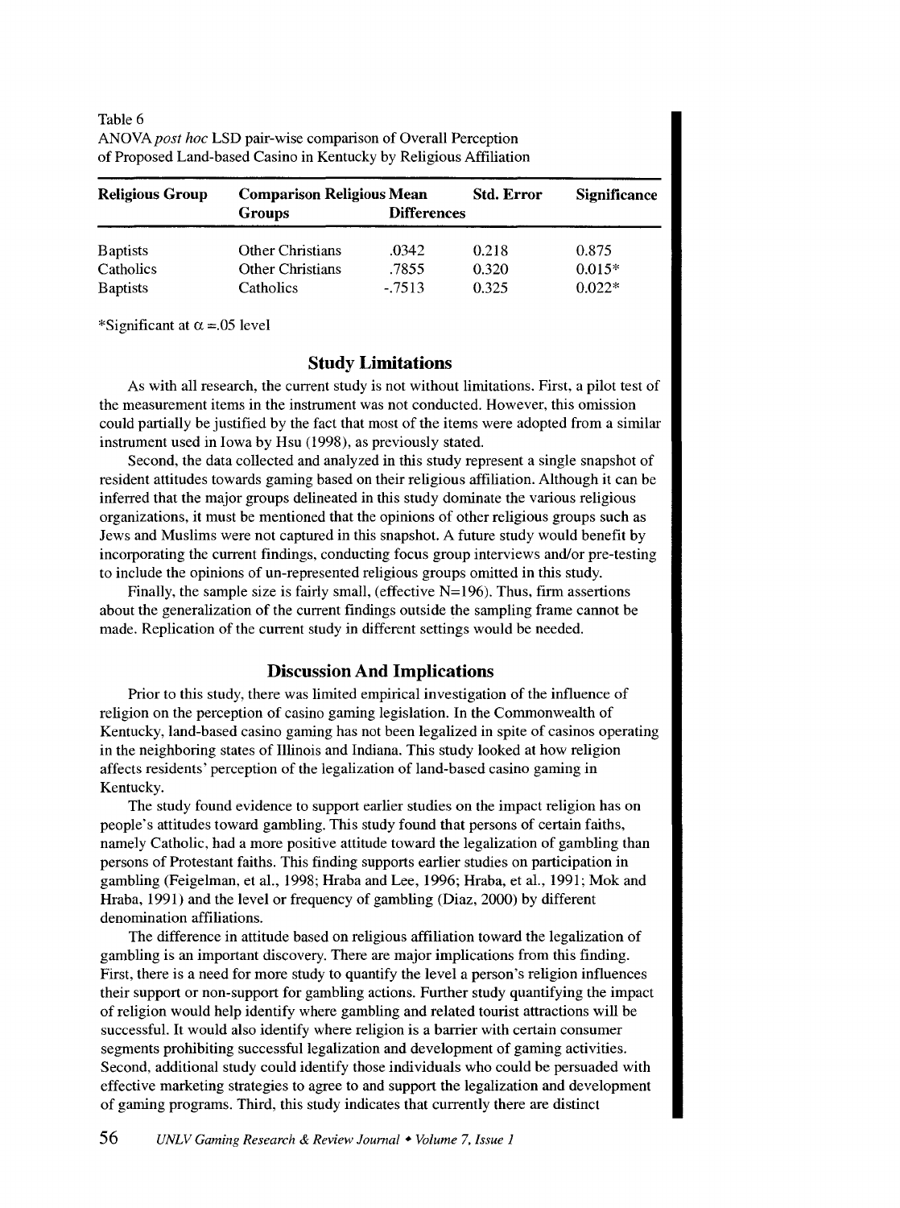Table 6
ANOVA *post hoc* LSD pair-wise comparison of Overall Perception of Proposed Land-based Casino in Kentucky by Religious Affiliation

| Religious Group | Comparison Religious Groups | Mean Differences | Std. Error | Significance |
|---|---|---|---|---|
| Baptists | Other Christians | .0342 | 0.218 | 0.875 |
| Catholics | Other Christians | .7855 | 0.320 | 0.015* |
| Baptists | Catholics | -.7513 | 0.325 | 0.022* |

*Significant at $\alpha = .05$ level

## Study Limitations

As with all research, the current study is not without limitations. First, a pilot test of the measurement items in the instrument was not conducted. However, this omission could partially be justified by the fact that most of the items were adopted from a similar instrument used in Iowa by Hsu (1998), as previously stated.

Second, the data collected and analyzed in this study represent a single snapshot of resident attitudes towards gaming based on their religious affiliation. Although it can be inferred that the major groups delineated in this study dominate the various religious organizations, it must be mentioned that the opinions of other religious groups such as Jews and Muslims were not captured in this snapshot. A future study would benefit by incorporating the current findings, conducting focus group interviews and/or pre-testing to include the opinions of un-represented religious groups omitted in this study.

Finally, the sample size is fairly small, (effective N=196). Thus, firm assertions about the generalization of the current findings outside the sampling frame cannot be made. Replication of the current study in different settings would be needed.

## Discussion And Implications

Prior to this study, there was limited empirical investigation of the influence of religion on the perception of casino gaming legislation. In the Commonwealth of Kentucky, land-based casino gaming has not been legalized in spite of casinos operating in the neighboring states of Illinois and Indiana. This study looked at how religion affects residents' perception of the legalization of land-based casino gaming in Kentucky.

The study found evidence to support earlier studies on the impact religion has on people's attitudes toward gambling. This study found that persons of certain faiths, namely Catholic, had a more positive attitude toward the legalization of gambling than persons of Protestant faiths. This finding supports earlier studies on participation in gambling (Feigelman, et al., 1998; Hraba and Lee, 1996; Hraba, et al., 1991; Mok and Hraba, 1991) and the level or frequency of gambling (Diaz, 2000) by different denomination affiliations.

The difference in attitude based on religious affiliation toward the legalization of gambling is an important discovery. There are major implications from this finding. First, there is a need for more study to quantify the level a person's religion influences their support or non-support for gambling actions. Further study quantifying the impact of religion would help identify where gambling and related tourist attractions will be successful. It would also identify where religion is a barrier with certain consumer segments prohibiting successful legalization and development of gaming activities. Second, additional study could identify those individuals who could be persuaded with effective marketing strategies to agree to and support the legalization and development of gaming programs. Third, this study indicates that currently there are distinct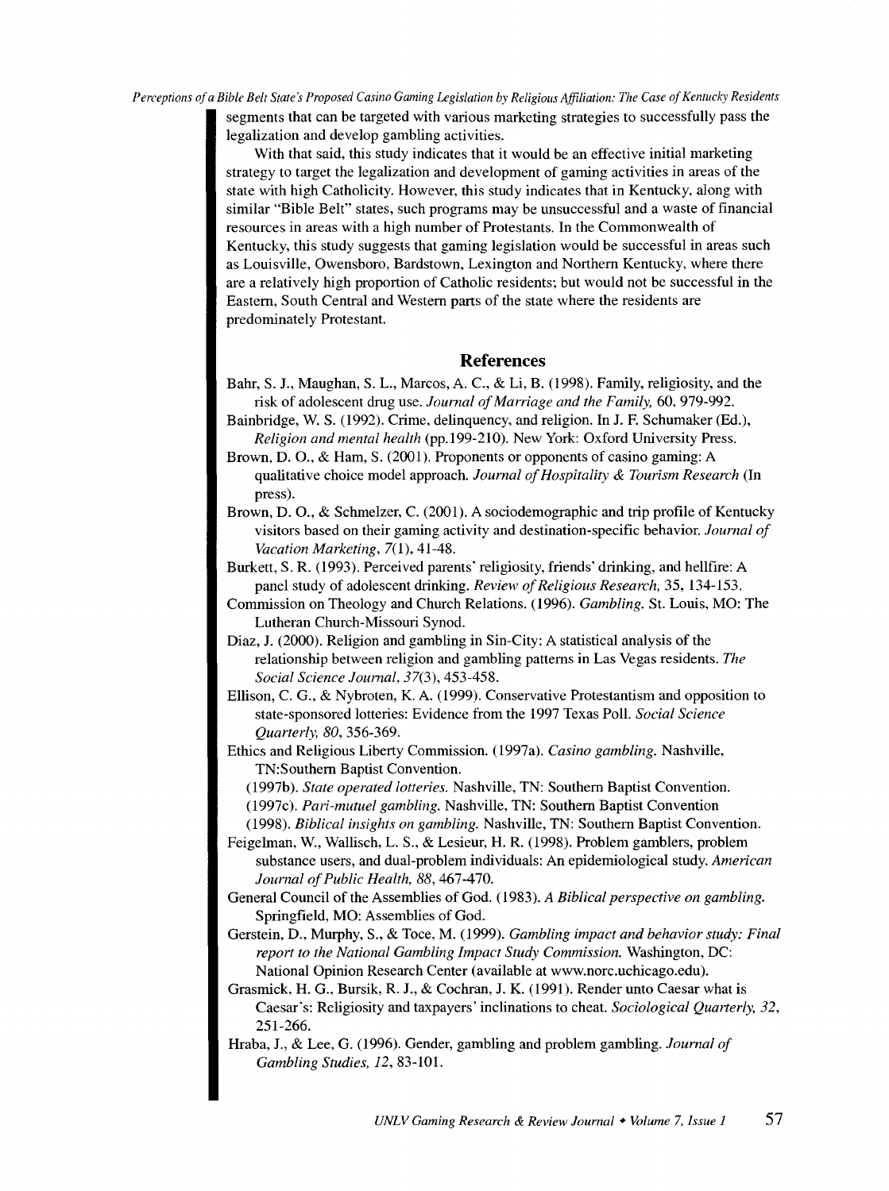segments that can be targeted with various marketing strategies to successfully pass the legalization and develop gambling activities.

With that said, this study indicates that it would be an effective initial marketing strategy to target the legalization and development of gaming activities in areas of the state with high Catholicity. However, this study indicates that in Kentucky, along with similar "Bible Belt" states, such programs may be unsuccessful and a waste of financial resources in areas with a high number of Protestants. In the Commonwealth of Kentucky, this study suggests that gaming legislation would be successful in areas such as Louisville, Owensboro, Bardstown, Lexington and Northern Kentucky, where there are a relatively high proportion of Catholic residents; but would not be successful in the Eastern, South Central and Western parts of the state where the residents are predominately Protestant.

## References

Bahr, S. J., Maughan, S. L., Marcos, A. C., & Li, B. (1998). Family, religiosity, and the risk of adolescent drug use. *Journal of Marriage and the Family,* 60, 979-992.

Bainbridge, W. S. (1992). Crime, delinquency, and religion. In J. F. Schumaker (Ed.), *Religion and mental health* (pp.199-210). New York: Oxford University Press.

Brown, D. O., & Ham, S. (2001). Proponents or opponents of casino gaming: A qualitative choice model approach. *Journal of Hospitality & Tourism Research* (In press).

Brown, D. O., & Schmelzer, C. (2001). A sociodemographic and trip profile of Kentucky visitors based on their gaming activity and destination-specific behavior. *Journal of Vacation Marketing, 7*(1), 41-48.

Burkett, S. R. (1993). Perceived parents' religiosity, friends' drinking, and hellfire: A panel study of adolescent drinking. *Review of Religious Research,* 35, 134-153.

Commission on Theology and Church Relations. (1996). *Gambling.* St. Louis, MO: The Lutheran Church-Missouri Synod.

Diaz, J. (2000). Religion and gambling in Sin-City: A statistical analysis of the relationship between religion and gambling patterns in Las Vegas residents. *The Social Science Journal, 37*(3), 453-458.

Ellison, C. G., & Nybroten, K. A. (1999). Conservative Protestantism and opposition to state-sponsored lotteries: Evidence from the 1997 Texas Poll. *Social Science Quarterly, 80*, 356-369.

Ethics and Religious Liberty Commission. (1997a). *Casino gambling.* Nashville, TN:Southern Baptist Convention.

(1997b). *State operated lotteries.* Nashville, TN: Southern Baptist Convention.

(1997c). *Pari-mutuel gambling.* Nashville, TN: Southern Baptist Convention

(1998). *Biblical insights on gambling.* Nashville, TN: Southern Baptist Convention.

Feigelman, W., Wallisch, L. S., & Lesieur, H. R. (1998). Problem gamblers, problem substance users, and dual-problem individuals: An epidemiological study. *American Journal of Public Health, 88*, 467-470.

General Council of the Assemblies of God. (1983). *A Biblical perspective on gambling.* Springfield, MO: Assemblies of God.

Gerstein, D., Murphy, S., & Toce, M. (1999). *Gambling impact and behavior study: Final report to the National Gambling Impact Study Commission.* Washington, DC: National Opinion Research Center (available at www.norc.uchicago.edu).

Grasmick, H. G., Bursik, R. J., & Cochran, J. K. (1991). Render unto Caesar what is Caesar's: Religiosity and taxpayers' inclinations to cheat. *Sociological Quarterly, 32*, 251-266.

Hraba, J., & Lee, G. (1996). Gender, gambling and problem gambling. *Journal of Gambling Studies, 12*, 83-101.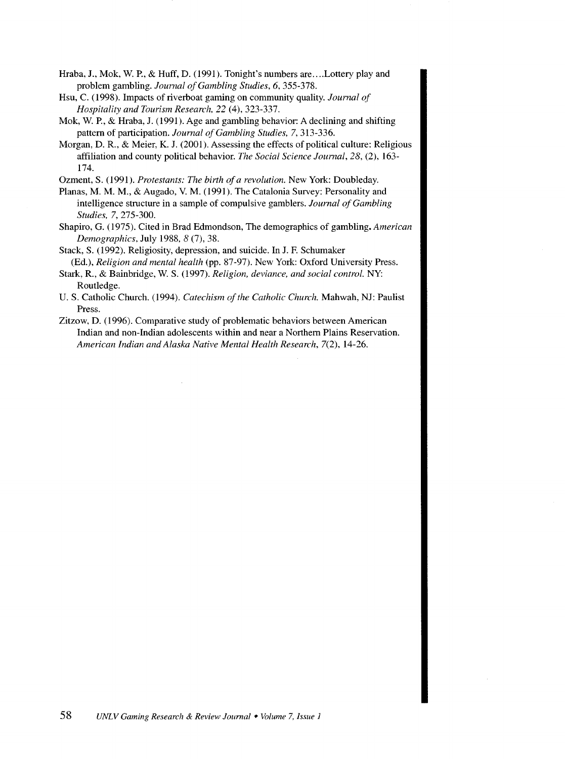Hraba, J., Mok, W. P., & Huff, D. (1991). Tonight's numbers are....Lottery play and problem gambling. *Journal of Gambling Studies, 6*, 355-378.

Hsu, C. (1998). Impacts of riverboat gaming on community quality. *Journal of Hospitality and Tourism Research, 22* (4), 323-337.

Mok, W. P., & Hraba, J. (1991). Age and gambling behavior: A declining and shifting pattern of participation. *Journal of Gambling Studies, 7*, 313-336.

Morgan, D. R., & Meier, K. J. (2001). Assessing the effects of political culture: Religious affiliation and county political behavior. *The Social Science Journal, 28*, (2), 163-174.

Ozment, S. (1991). *Protestants: The birth of a revolution.* New York: Doubleday.

Planas, M. M. M., & Augado, V. M. (1991). The Catalonia Survey: Personality and intelligence structure in a sample of compulsive gamblers. *Journal of Gambling Studies, 7*, 275-300.

Shapiro, G. (1975). Cited in Brad Edmondson, The demographics of gambling. *American Demographics*, July 1988, *8* (7), 38.

Stack, S. (1992). Religiosity, depression, and suicide. In J. F. Schumaker (Ed.), *Religion and mental health* (pp. 87-97). New York: Oxford University Press.

Stark, R., & Bainbridge, W. S. (1997). *Religion, deviance, and social control.* NY: Routledge.

U. S. Catholic Church. (1994). *Catechism of the Catholic Church.* Mahwah, NJ: Paulist Press.

Zitzow, D. (1996). Comparative study of problematic behaviors between American Indian and non-Indian adolescents within and near a Northern Plains Reservation. *American Indian and Alaska Native Mental Health Research, 7*(2), 14-26.